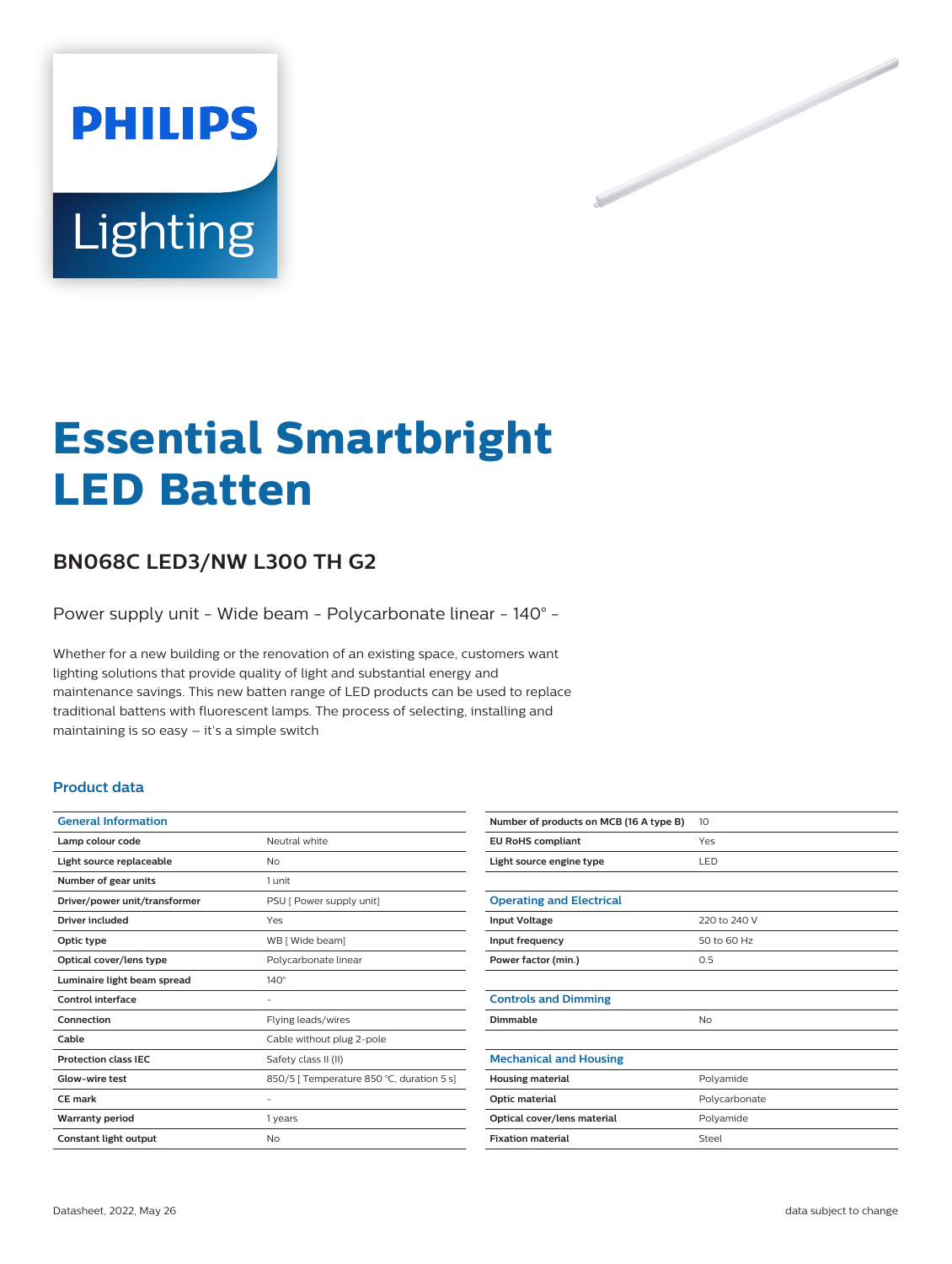PHILIPS

Lighting

# Essential Smartbright LED Batten

## BN068C LED3/NW L300 TH G2

Power supply unit - Wide beam - Polycarbonate linear - 140° -

Whether for a new building or the renovation of an existing space, customers want lighting solutions that provide quality of light and substantial energy and maintenance savings. This new batten range of LED products can be used to replace traditional battens with fluorescent lamps. The process of selecting, installing and maintaining is so easy – it's a simple switch

### Product data

| General Information | |
|---|---|
| Lamp colour code | Neutral white |
| Light source replaceable | No |
| Number of gear units | 1 unit |
| Driver/power unit/transformer | PSU [ Power supply unit] |
| Driver included | Yes |
| Optic type | WB [ Wide beam] |
| Optical cover/lens type | Polycarbonate linear |
| Luminaire light beam spread | 140° |
| Control interface | - |
| Connection | Flying leads/wires |
| Cable | Cable without plug 2-pole |
| Protection class IEC | Safety class II (II) |
| Glow-wire test | 850/5 [ Temperature 850 °C, duration 5 s] |
| CE mark | - |
| Warranty period | 1 years |
| Constant light output | No |
| Number of products on MCB (16 A type B) | 10 |
| EU RoHS compliant | Yes |
| Light source engine type | LED |

| Operating and Electrical | |
|---|---|
| Input Voltage | 220 to 240 V |
| Input frequency | 50 to 60 Hz |
| Power factor (min.) | 0.5 |

| Controls and Dimming | |
|---|---|
| Dimmable | No |

| Mechanical and Housing | |
|---|---|
| Housing material | Polyamide |
| Optic material | Polycarbonate |
| Optical cover/lens material | Polyamide |
| Fixation material | Steel |

Datasheet, 2022, May 26 data subject to change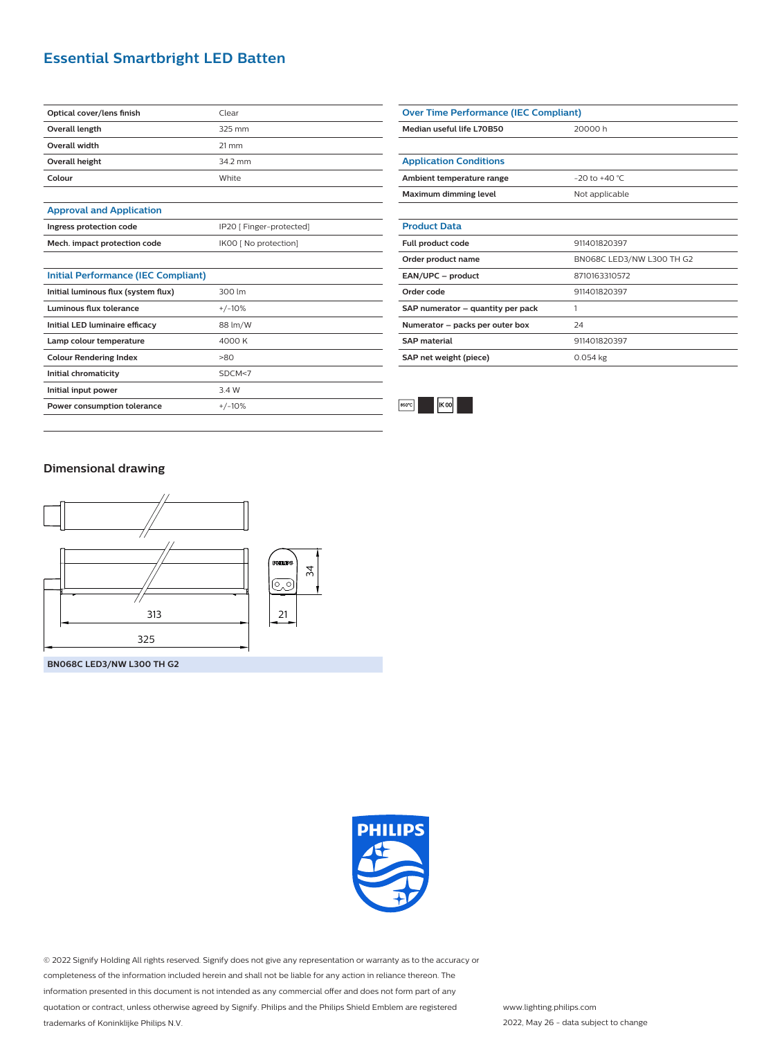# Essential Smartbright LED Batten

| | |
|---|---|
| Optical cover/lens finish | Clear |
| Overall length | 325 mm |
| Overall width | 21 mm |
| Overall height | 34.2 mm |
| Colour | White |

## Approval and Application

| | |
|---|---|
| Ingress protection code | IP20 [ Finger-protected] |
| Mech. impact protection code | IK00 [ No protection] |

## Initial Performance (IEC Compliant)

| | |
|---|---|
| Initial luminous flux (system flux) | 300 lm |
| Luminous flux tolerance | +/-10% |
| Initial LED luminaire efficacy | 88 lm/W |
| Lamp colour temperature | 4000 K |
| Colour Rendering Index | >80 |
| Initial chromaticity | SDCM<7 |
| Initial input power | 3.4 W |
| Power consumption tolerance | +/-10% |

## Over Time Performance (IEC Compliant)

| | |
|---|---|
| Median useful life L70B50 | 20000 h |

## Application Conditions

| | |
|---|---|
| Ambient temperature range | -20 to +40 °C |
| Maximum dimming level | Not applicable |

## Product Data

| | |
|---|---|
| Full product code | 911401820397 |
| Order product name | BN068C LED3/NW L300 TH G2 |
| EAN/UPC – product | 8710163310572 |
| Order code | 911401820397 |
| SAP numerator – quantity per pack | 1 |
| Numerator – packs per outer box | 24 |
| SAP material | 911401820397 |
| SAP net weight (piece) | 0.054 kg |

850°C IK00

## Dimensional drawing

313
325
34
21

BN068C LED3/NW L300 TH G2

© 2022 Signify Holding All rights reserved. Signify does not give any representation or warranty as to the accuracy or completeness of the information included herein and shall not be liable for any action in reliance thereon. The information presented in this document is not intended as any commercial offer and does not form part of any quotation or contract, unless otherwise agreed by Signify. Philips and the Philips Shield Emblem are registered trademarks of Koninklijke Philips N.V.

www.lighting.philips.com
2022, May 26 - data subject to change